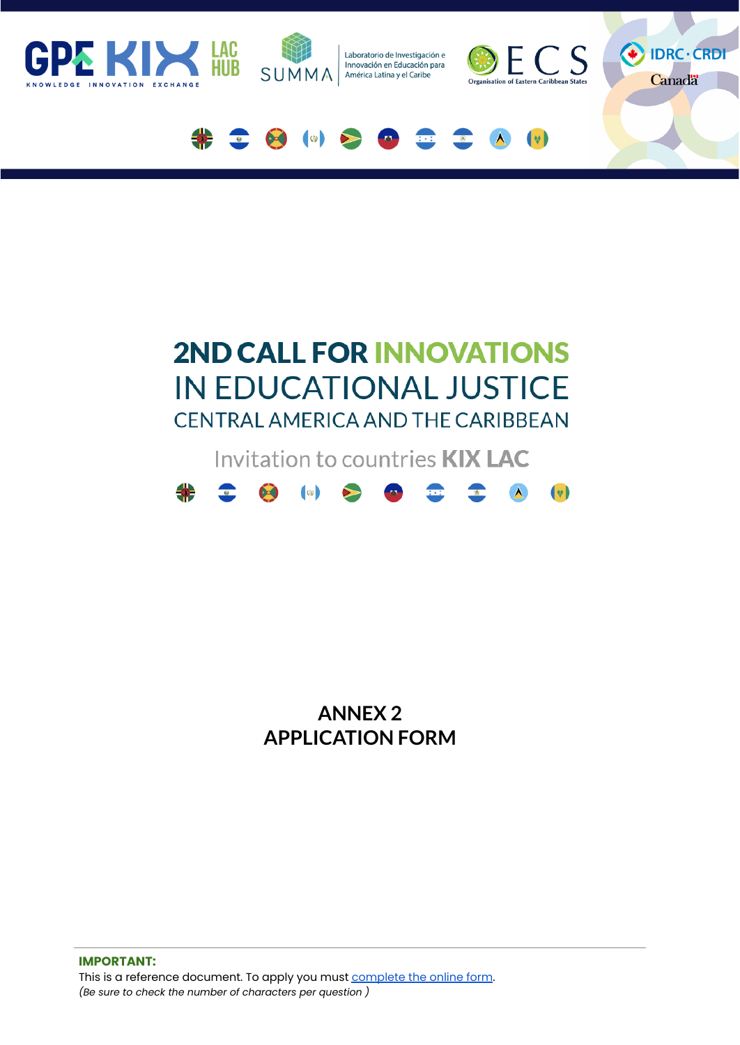# 2ND CALL FOR INNOVATIONS IN EDUCATIONAL JUSTICE

## CENTRAL AMERICA AND THE CARIBBEAN

Invitation to countries **KIX LAC**

# ANNEX 2
# APPLICATION FORM

**IMPORTANT:**
This is a reference document. To apply you must complete the online form.
*(Be sure to check the number of characters per question )*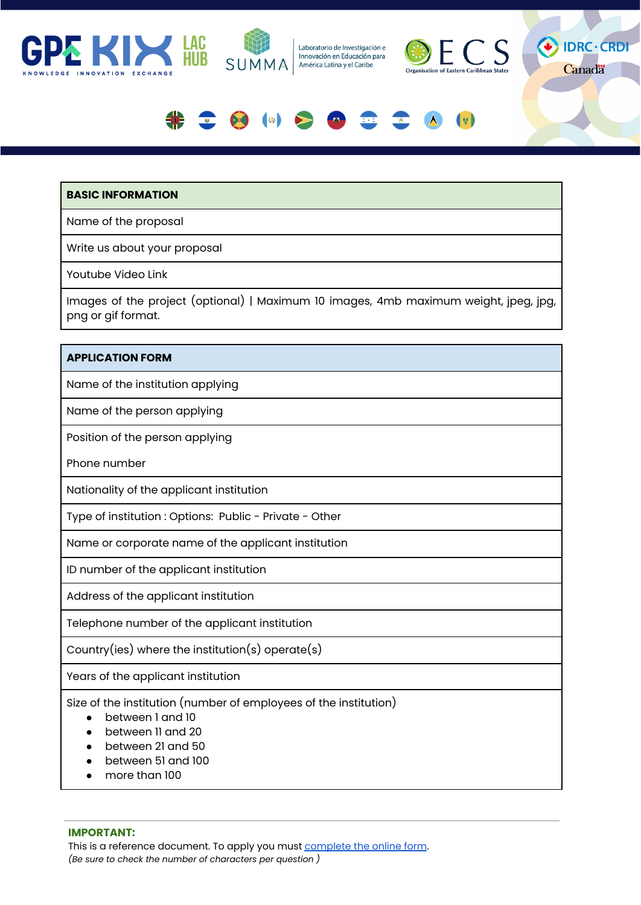| BASIC INFORMATION |
|---|
| Name of the proposal |
| Write us about your proposal |
| Youtube Video Link |
| Images of the project (optional) \| Maximum 10 images, 4mb maximum weight, jpeg, jpg, png or gif format. |

| APPLICATION FORM |
|---|
| Name of the institution applying |
| Name of the person applying |
| Position of the person applying<br><br>Phone number |
| Nationality of the applicant institution |
| Type of institution : Options: Public - Private - Other |
| Name or corporate name of the applicant institution |
| ID number of the applicant institution |
| Address of the applicant institution |
| Telephone number of the applicant institution |
| Country(ies) where the institution(s) operate(s) |
| Years of the applicant institution |
| Size of the institution (number of employees of the institution)<br>• between 1 and 10<br>• between 11 and 20<br>• between 21 and 50<br>• between 51 and 100<br>• more than 100 |

**IMPORTANT:**
This is a reference document. To apply you must complete the online form.
*(Be sure to check the number of characters per question )*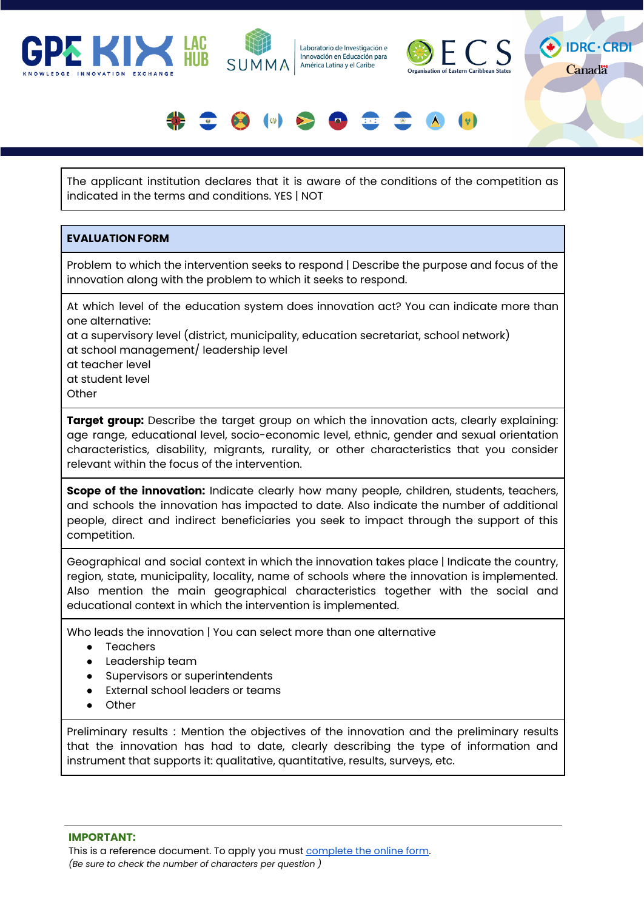The applicant institution declares that it is aware of the conditions of the competition as indicated in the terms and conditions. YES | NOT

| **EVALUATION FORM** |
|---|
| Problem to which the intervention seeks to respond \| Describe the purpose and focus of the innovation along with the problem to which it seeks to respond. |
| At which level of the education system does innovation act? You can indicate more than one alternative:<br>at a supervisory level (district, municipality, education secretariat, school network)<br>at school management/ leadership level<br>at teacher level<br>at student level<br>Other |
| **Target group:** Describe the target group on which the innovation acts, clearly explaining: age range, educational level, socio-economic level, ethnic, gender and sexual orientation characteristics, disability, migrants, rurality, or other characteristics that you consider relevant within the focus of the intervention. |
| **Scope of the innovation:** Indicate clearly how many people, children, students, teachers, and schools the innovation has impacted to date. Also indicate the number of additional people, direct and indirect beneficiaries you seek to impact through the support of this competition. |
| Geographical and social context in which the innovation takes place \| Indicate the country, region, state, municipality, locality, name of schools where the innovation is implemented. Also mention the main geographical characteristics together with the social and educational context in which the intervention is implemented. |
| Who leads the innovation \| You can select more than one alternative<br>● Teachers<br>● Leadership team<br>● Supervisors or superintendents<br>● External school leaders or teams<br>● Other |
| Preliminary results : Mention the objectives of the innovation and the preliminary results that the innovation has had to date, clearly describing the type of information and instrument that supports it: qualitative, quantitative, results, surveys, etc. |

**IMPORTANT:**
This is a reference document. To apply you must complete the online form.
*(Be sure to check the number of characters per question )*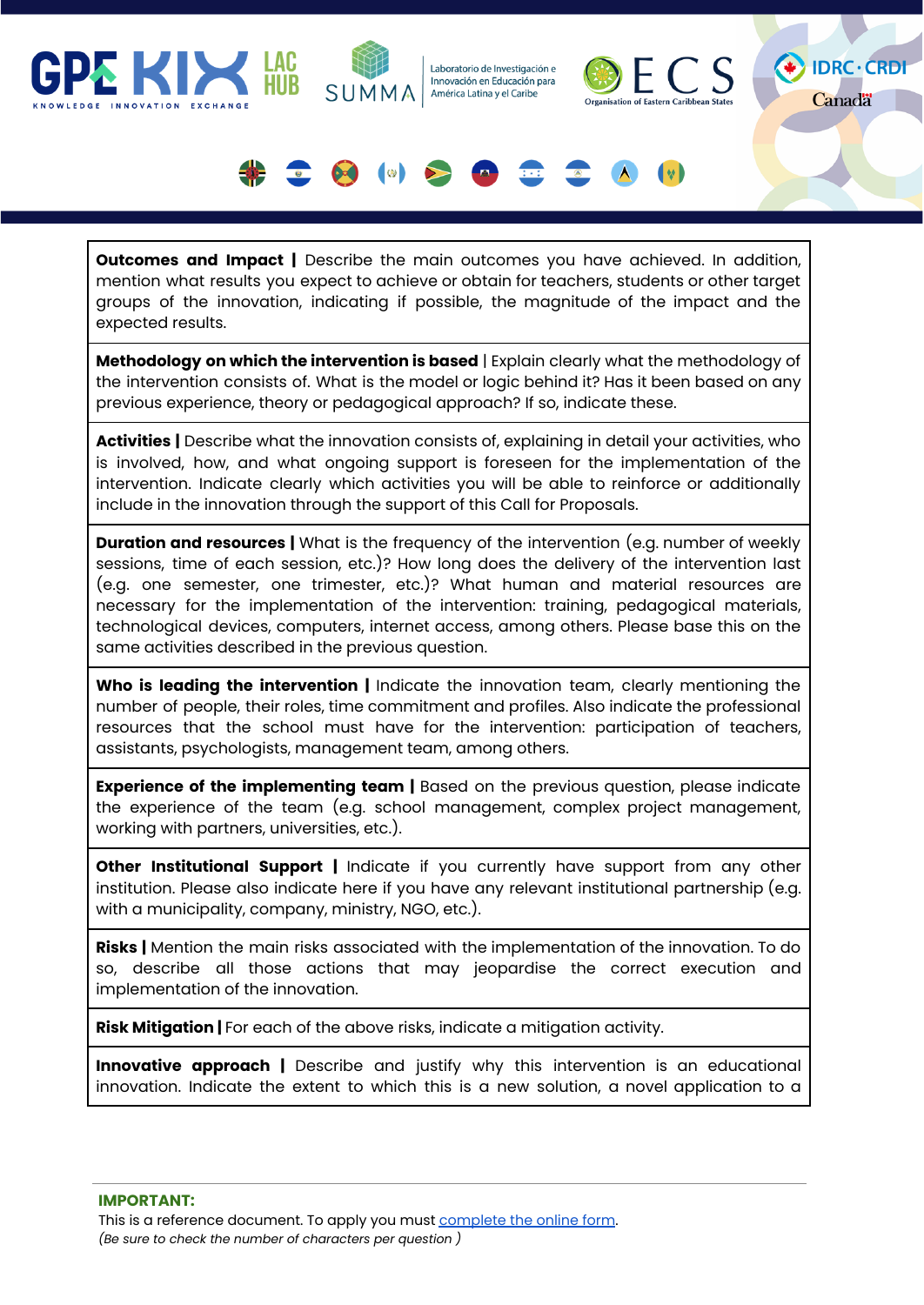**Outcomes and Impact |** Describe the main outcomes you have achieved. In addition, mention what results you expect to achieve or obtain for teachers, students or other target groups of the innovation, indicating if possible, the magnitude of the impact and the expected results.

**Methodology on which the intervention is based** | Explain clearly what the methodology of the intervention consists of. What is the model or logic behind it? Has it been based on any previous experience, theory or pedagogical approach? If so, indicate these.

**Activities |** Describe what the innovation consists of, explaining in detail your activities, who is involved, how, and what ongoing support is foreseen for the implementation of the intervention. Indicate clearly which activities you will be able to reinforce or additionally include in the innovation through the support of this Call for Proposals.

**Duration and resources |** What is the frequency of the intervention (e.g. number of weekly sessions, time of each session, etc.)? How long does the delivery of the intervention last (e.g. one semester, one trimester, etc.)? What human and material resources are necessary for the implementation of the intervention: training, pedagogical materials, technological devices, computers, internet access, among others. Please base this on the same activities described in the previous question.

**Who is leading the intervention |** Indicate the innovation team, clearly mentioning the number of people, their roles, time commitment and profiles. Also indicate the professional resources that the school must have for the intervention: participation of teachers, assistants, psychologists, management team, among others.

**Experience of the implementing team |** Based on the previous question, please indicate the experience of the team (e.g. school management, complex project management, working with partners, universities, etc.).

**Other Institutional Support |** Indicate if you currently have support from any other institution. Please also indicate here if you have any relevant institutional partnership (e.g. with a municipality, company, ministry, NGO, etc.).

**Risks |** Mention the main risks associated with the implementation of the innovation. To do so, describe all those actions that may jeopardise the correct execution and implementation of the innovation.

**Risk Mitigation |** For each of the above risks, indicate a mitigation activity.

**Innovative approach |** Describe and justify why this intervention is an educational innovation. Indicate the extent to which this is a new solution, a novel application to a

---

**IMPORTANT:**
This is a reference document. To apply you must complete the online form.
*(Be sure to check the number of characters per question )*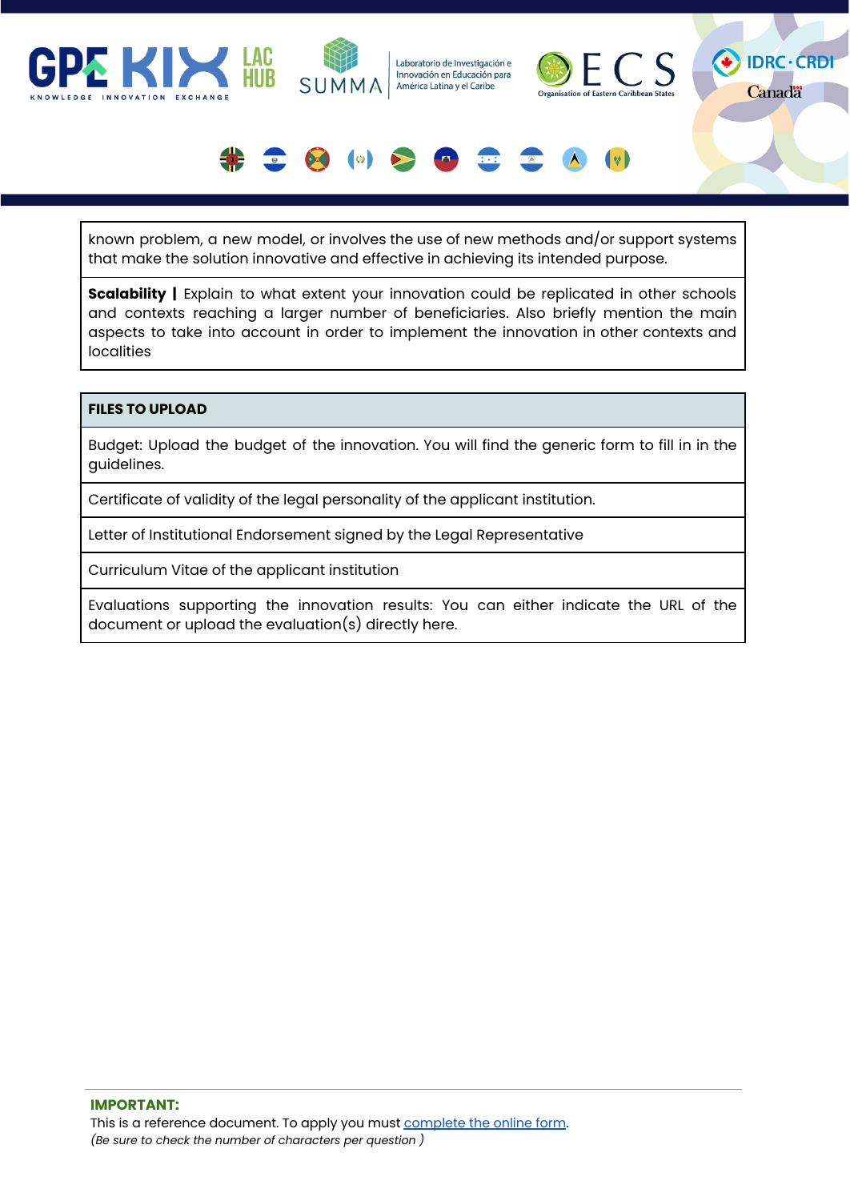| |
|---|
| known problem, a new model, or involves the use of new methods and/or support systems that make the solution innovative and effective in achieving its intended purpose. |
| **Scalability \|** Explain to what extent your innovation could be replicated in other schools and contexts reaching a larger number of beneficiaries. Also briefly mention the main aspects to take into account in order to implement the innovation in other contexts and localities |

| **FILES TO UPLOAD** |
|---|
| Budget: Upload the budget of the innovation. You will find the generic form to fill in in the guidelines. |
| Certificate of validity of the legal personality of the applicant institution. |
| Letter of Institutional Endorsement signed by the Legal Representative |
| Curriculum Vitae of the applicant institution |
| Evaluations supporting the innovation results: You can either indicate the URL of the document or upload the evaluation(s) directly here. |

**IMPORTANT:**
This is a reference document. To apply you must complete the online form.
*(Be sure to check the number of characters per question )*